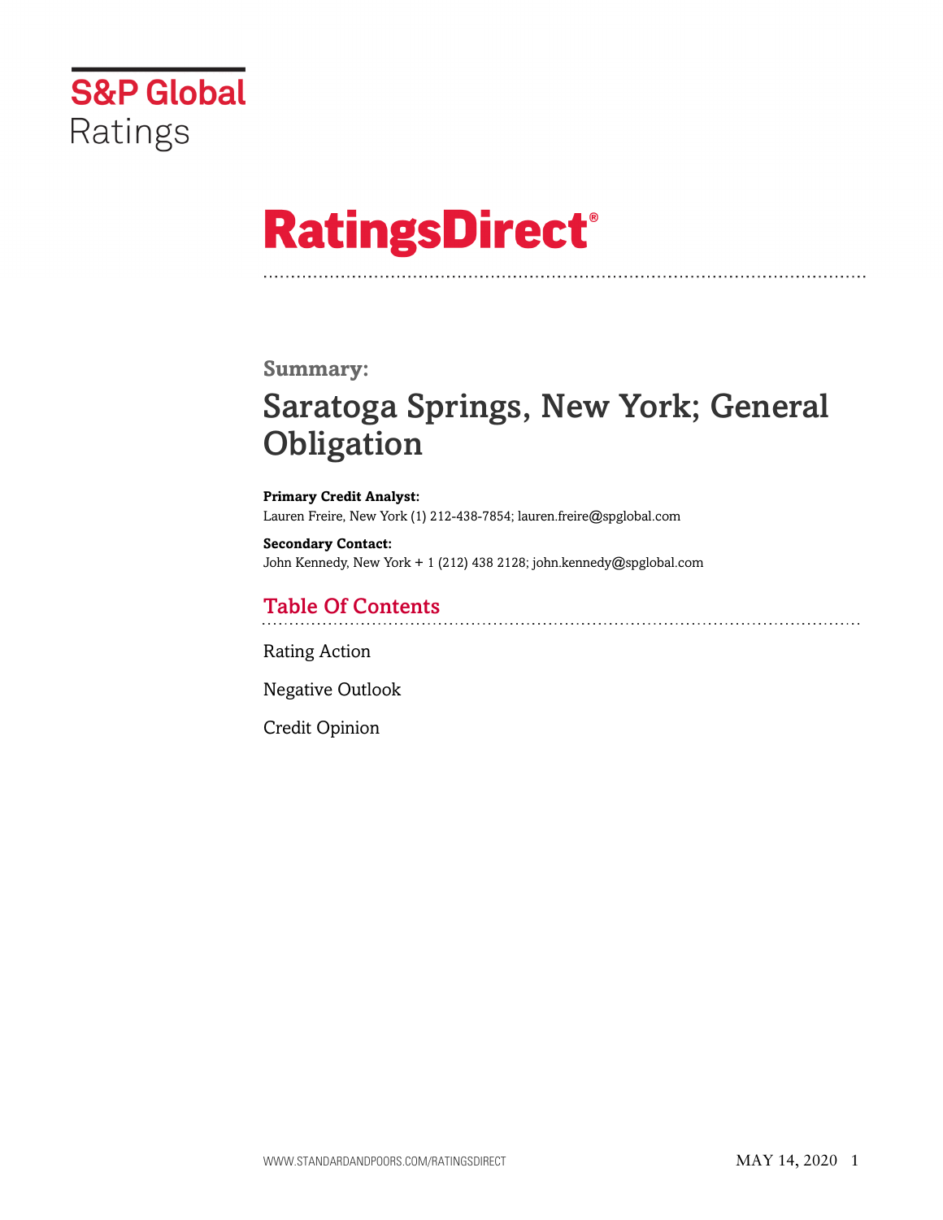S&P Global Ratings

# RatingsDirect®

## Summary:

# Saratoga Springs, New York; General Obligation

**Primary Credit Analyst:**
Lauren Freire, New York (1) 212-438-7854; lauren.freire@spglobal.com

**Secondary Contact:**
John Kennedy, New York + 1 (212) 438 2128; john.kennedy@spglobal.com

## Table Of Contents

Rating Action

Negative Outlook

Credit Opinion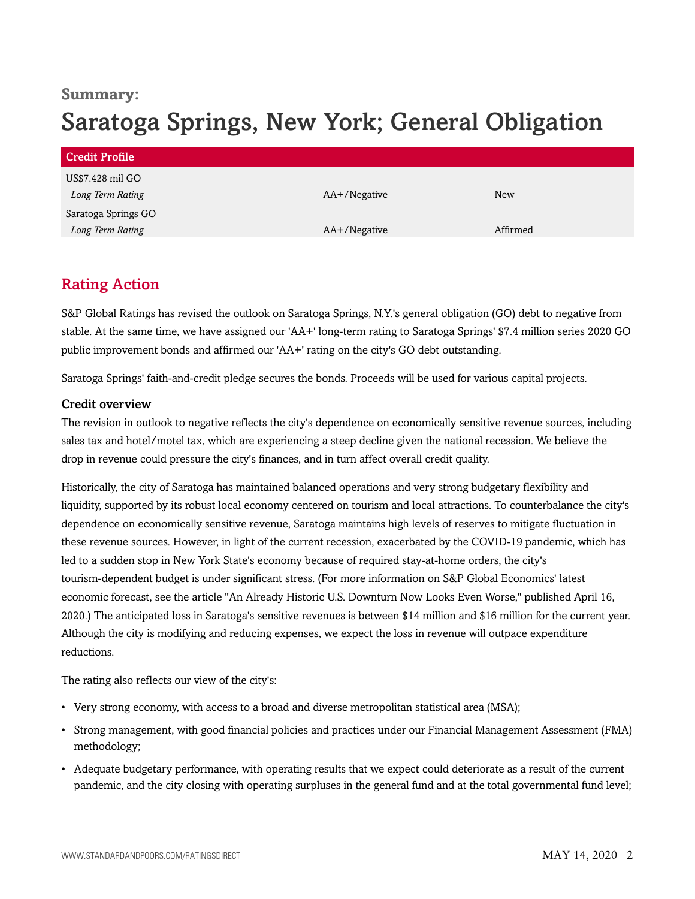**Summary:**

# Saratoga Springs, New York; General Obligation

| Credit Profile | | |
|---|---|---|
| US$7.428 mil GO | | |
| *Long Term Rating* | AA+/Negative | New |
| Saratoga Springs GO | | |
| *Long Term Rating* | AA+/Negative | Affirmed |

## Rating Action

S&P Global Ratings has revised the outlook on Saratoga Springs, N.Y.'s general obligation (GO) debt to negative from stable. At the same time, we have assigned our 'AA+' long-term rating to Saratoga Springs' $7.4 million series 2020 GO public improvement bonds and affirmed our 'AA+' rating on the city's GO debt outstanding.

Saratoga Springs' faith-and-credit pledge secures the bonds. Proceeds will be used for various capital projects.

### Credit overview

The revision in outlook to negative reflects the city's dependence on economically sensitive revenue sources, including sales tax and hotel/motel tax, which are experiencing a steep decline given the national recession. We believe the drop in revenue could pressure the city's finances, and in turn affect overall credit quality.

Historically, the city of Saratoga has maintained balanced operations and very strong budgetary flexibility and liquidity, supported by its robust local economy centered on tourism and local attractions. To counterbalance the city's dependence on economically sensitive revenue, Saratoga maintains high levels of reserves to mitigate fluctuation in these revenue sources. However, in light of the current recession, exacerbated by the COVID-19 pandemic, which has led to a sudden stop in New York State's economy because of required stay-at-home orders, the city's tourism-dependent budget is under significant stress. (For more information on S&P Global Economics' latest economic forecast, see the article "An Already Historic U.S. Downturn Now Looks Even Worse," published April 16, 2020.) The anticipated loss in Saratoga's sensitive revenues is between $14 million and $16 million for the current year. Although the city is modifying and reducing expenses, we expect the loss in revenue will outpace expenditure reductions.

The rating also reflects our view of the city's:

- Very strong economy, with access to a broad and diverse metropolitan statistical area (MSA);
- Strong management, with good financial policies and practices under our Financial Management Assessment (FMA) methodology;
- Adequate budgetary performance, with operating results that we expect could deteriorate as a result of the current pandemic, and the city closing with operating surpluses in the general fund and at the total governmental fund level;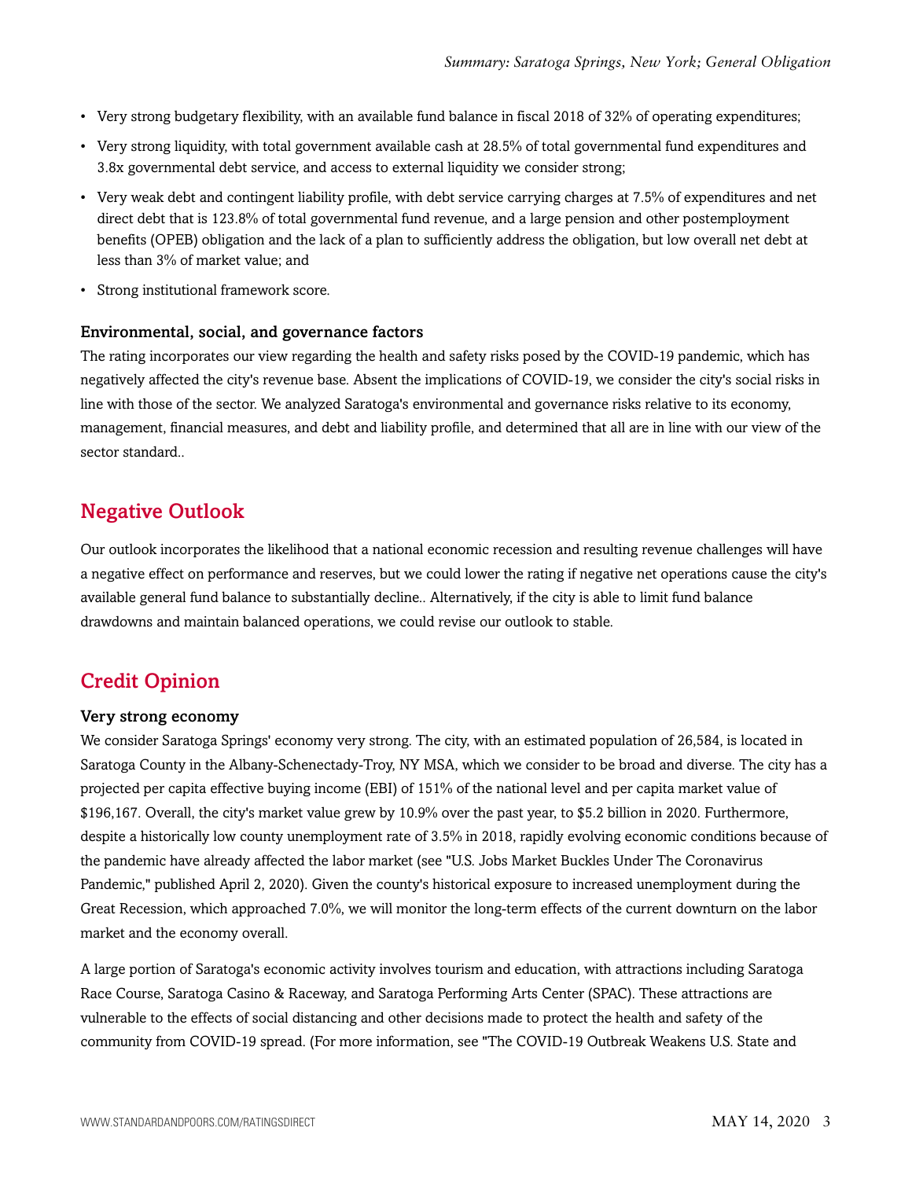- Very strong budgetary flexibility, with an available fund balance in fiscal 2018 of 32% of operating expenditures;
- Very strong liquidity, with total government available cash at 28.5% of total governmental fund expenditures and 3.8x governmental debt service, and access to external liquidity we consider strong;
- Very weak debt and contingent liability profile, with debt service carrying charges at 7.5% of expenditures and net direct debt that is 123.8% of total governmental fund revenue, and a large pension and other postemployment benefits (OPEB) obligation and the lack of a plan to sufficiently address the obligation, but low overall net debt at less than 3% of market value; and
- Strong institutional framework score.

### Environmental, social, and governance factors

The rating incorporates our view regarding the health and safety risks posed by the COVID-19 pandemic, which has negatively affected the city's revenue base. Absent the implications of COVID-19, we consider the city's social risks in line with those of the sector. We analyzed Saratoga's environmental and governance risks relative to its economy, management, financial measures, and debt and liability profile, and determined that all are in line with our view of the sector standard..

## Negative Outlook

Our outlook incorporates the likelihood that a national economic recession and resulting revenue challenges will have a negative effect on performance and reserves, but we could lower the rating if negative net operations cause the city's available general fund balance to substantially decline.. Alternatively, if the city is able to limit fund balance drawdowns and maintain balanced operations, we could revise our outlook to stable.

## Credit Opinion

### Very strong economy

We consider Saratoga Springs' economy very strong. The city, with an estimated population of 26,584, is located in Saratoga County in the Albany-Schenectady-Troy, NY MSA, which we consider to be broad and diverse. The city has a projected per capita effective buying income (EBI) of 151% of the national level and per capita market value of $196,167. Overall, the city's market value grew by 10.9% over the past year, to $5.2 billion in 2020. Furthermore, despite a historically low county unemployment rate of 3.5% in 2018, rapidly evolving economic conditions because of the pandemic have already affected the labor market (see "U.S. Jobs Market Buckles Under The Coronavirus Pandemic," published April 2, 2020). Given the county's historical exposure to increased unemployment during the Great Recession, which approached 7.0%, we will monitor the long-term effects of the current downturn on the labor market and the economy overall.

A large portion of Saratoga's economic activity involves tourism and education, with attractions including Saratoga Race Course, Saratoga Casino & Raceway, and Saratoga Performing Arts Center (SPAC). These attractions are vulnerable to the effects of social distancing and other decisions made to protect the health and safety of the community from COVID-19 spread. (For more information, see "The COVID-19 Outbreak Weakens U.S. State and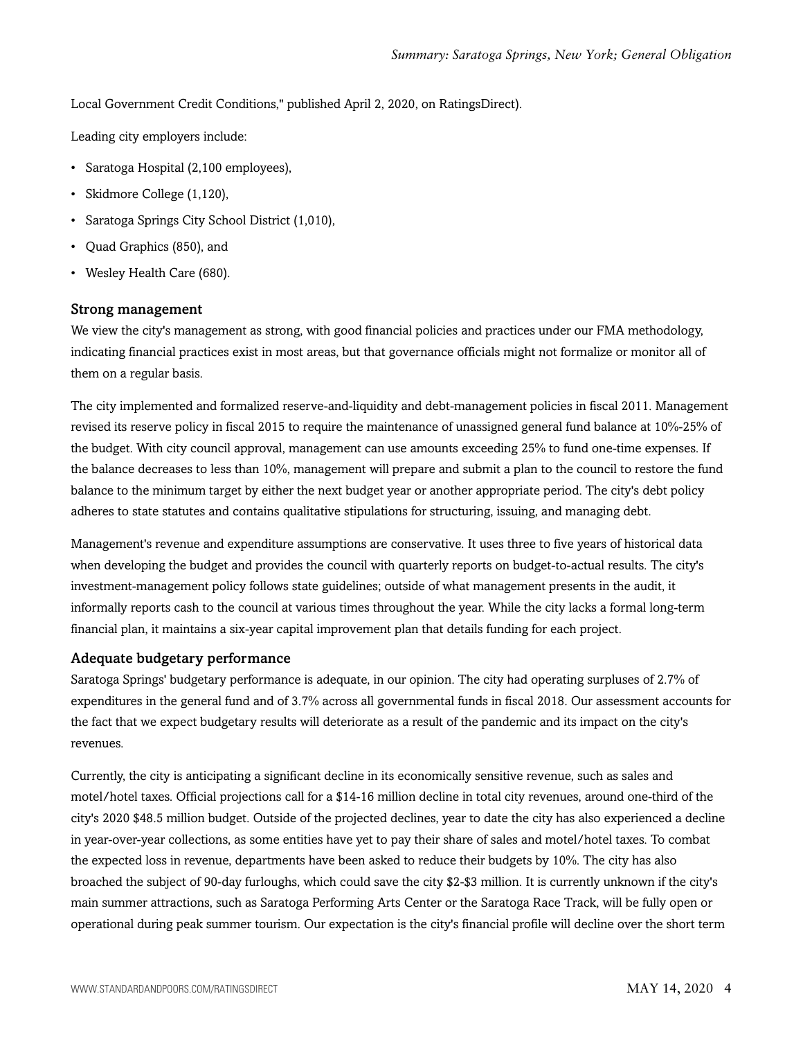Local Government Credit Conditions," published April 2, 2020, on RatingsDirect).

Leading city employers include:

- Saratoga Hospital (2,100 employees),
- Skidmore College (1,120),
- Saratoga Springs City School District (1,010),
- Quad Graphics (850), and
- Wesley Health Care (680).

### Strong management

We view the city's management as strong, with good financial policies and practices under our FMA methodology, indicating financial practices exist in most areas, but that governance officials might not formalize or monitor all of them on a regular basis.

The city implemented and formalized reserve-and-liquidity and debt-management policies in fiscal 2011. Management revised its reserve policy in fiscal 2015 to require the maintenance of unassigned general fund balance at 10%-25% of the budget. With city council approval, management can use amounts exceeding 25% to fund one-time expenses. If the balance decreases to less than 10%, management will prepare and submit a plan to the council to restore the fund balance to the minimum target by either the next budget year or another appropriate period. The city's debt policy adheres to state statutes and contains qualitative stipulations for structuring, issuing, and managing debt.

Management's revenue and expenditure assumptions are conservative. It uses three to five years of historical data when developing the budget and provides the council with quarterly reports on budget-to-actual results. The city's investment-management policy follows state guidelines; outside of what management presents in the audit, it informally reports cash to the council at various times throughout the year. While the city lacks a formal long-term financial plan, it maintains a six-year capital improvement plan that details funding for each project.

### Adequate budgetary performance

Saratoga Springs' budgetary performance is adequate, in our opinion. The city had operating surpluses of 2.7% of expenditures in the general fund and of 3.7% across all governmental funds in fiscal 2018. Our assessment accounts for the fact that we expect budgetary results will deteriorate as a result of the pandemic and its impact on the city's revenues.

Currently, the city is anticipating a significant decline in its economically sensitive revenue, such as sales and motel/hotel taxes. Official projections call for a $14-16 million decline in total city revenues, around one-third of the city's 2020 $48.5 million budget. Outside of the projected declines, year to date the city has also experienced a decline in year-over-year collections, as some entities have yet to pay their share of sales and motel/hotel taxes. To combat the expected loss in revenue, departments have been asked to reduce their budgets by 10%. The city has also broached the subject of 90-day furloughs, which could save the city $2-$3 million. It is currently unknown if the city's main summer attractions, such as Saratoga Performing Arts Center or the Saratoga Race Track, will be fully open or operational during peak summer tourism. Our expectation is the city's financial profile will decline over the short term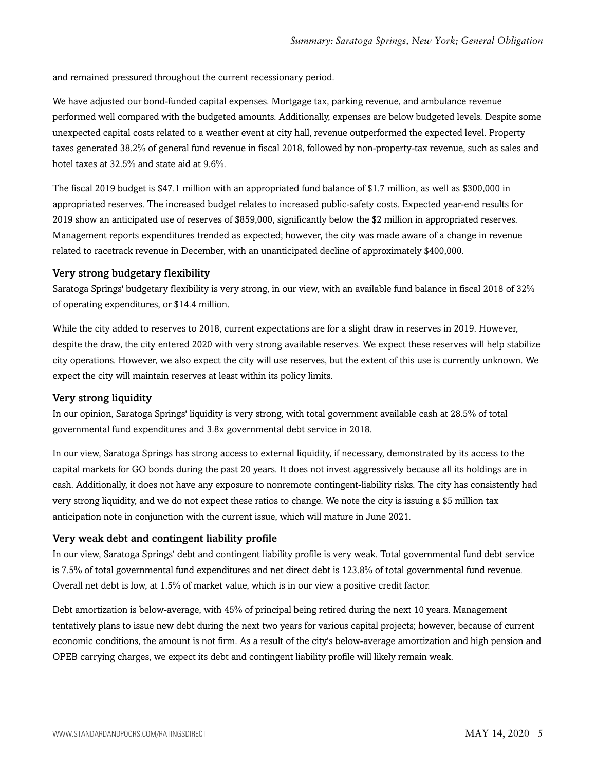and remained pressured throughout the current recessionary period.

We have adjusted our bond-funded capital expenses. Mortgage tax, parking revenue, and ambulance revenue performed well compared with the budgeted amounts. Additionally, expenses are below budgeted levels. Despite some unexpected capital costs related to a weather event at city hall, revenue outperformed the expected level. Property taxes generated 38.2% of general fund revenue in fiscal 2018, followed by non-property-tax revenue, such as sales and hotel taxes at 32.5% and state aid at 9.6%.

The fiscal 2019 budget is $47.1 million with an appropriated fund balance of $1.7 million, as well as $300,000 in appropriated reserves. The increased budget relates to increased public-safety costs. Expected year-end results for 2019 show an anticipated use of reserves of $859,000, significantly below the $2 million in appropriated reserves. Management reports expenditures trended as expected; however, the city was made aware of a change in revenue related to racetrack revenue in December, with an unanticipated decline of approximately $400,000.

### Very strong budgetary flexibility

Saratoga Springs' budgetary flexibility is very strong, in our view, with an available fund balance in fiscal 2018 of 32% of operating expenditures, or $14.4 million.

While the city added to reserves to 2018, current expectations are for a slight draw in reserves in 2019. However, despite the draw, the city entered 2020 with very strong available reserves. We expect these reserves will help stabilize city operations. However, we also expect the city will use reserves, but the extent of this use is currently unknown. We expect the city will maintain reserves at least within its policy limits.

### Very strong liquidity

In our opinion, Saratoga Springs' liquidity is very strong, with total government available cash at 28.5% of total governmental fund expenditures and 3.8x governmental debt service in 2018.

In our view, Saratoga Springs has strong access to external liquidity, if necessary, demonstrated by its access to the capital markets for GO bonds during the past 20 years. It does not invest aggressively because all its holdings are in cash. Additionally, it does not have any exposure to nonremote contingent-liability risks. The city has consistently had very strong liquidity, and we do not expect these ratios to change. We note the city is issuing a $5 million tax anticipation note in conjunction with the current issue, which will mature in June 2021.

### Very weak debt and contingent liability profile

In our view, Saratoga Springs' debt and contingent liability profile is very weak. Total governmental fund debt service is 7.5% of total governmental fund expenditures and net direct debt is 123.8% of total governmental fund revenue. Overall net debt is low, at 1.5% of market value, which is in our view a positive credit factor.

Debt amortization is below-average, with 45% of principal being retired during the next 10 years. Management tentatively plans to issue new debt during the next two years for various capital projects; however, because of current economic conditions, the amount is not firm. As a result of the city's below-average amortization and high pension and OPEB carrying charges, we expect its debt and contingent liability profile will likely remain weak.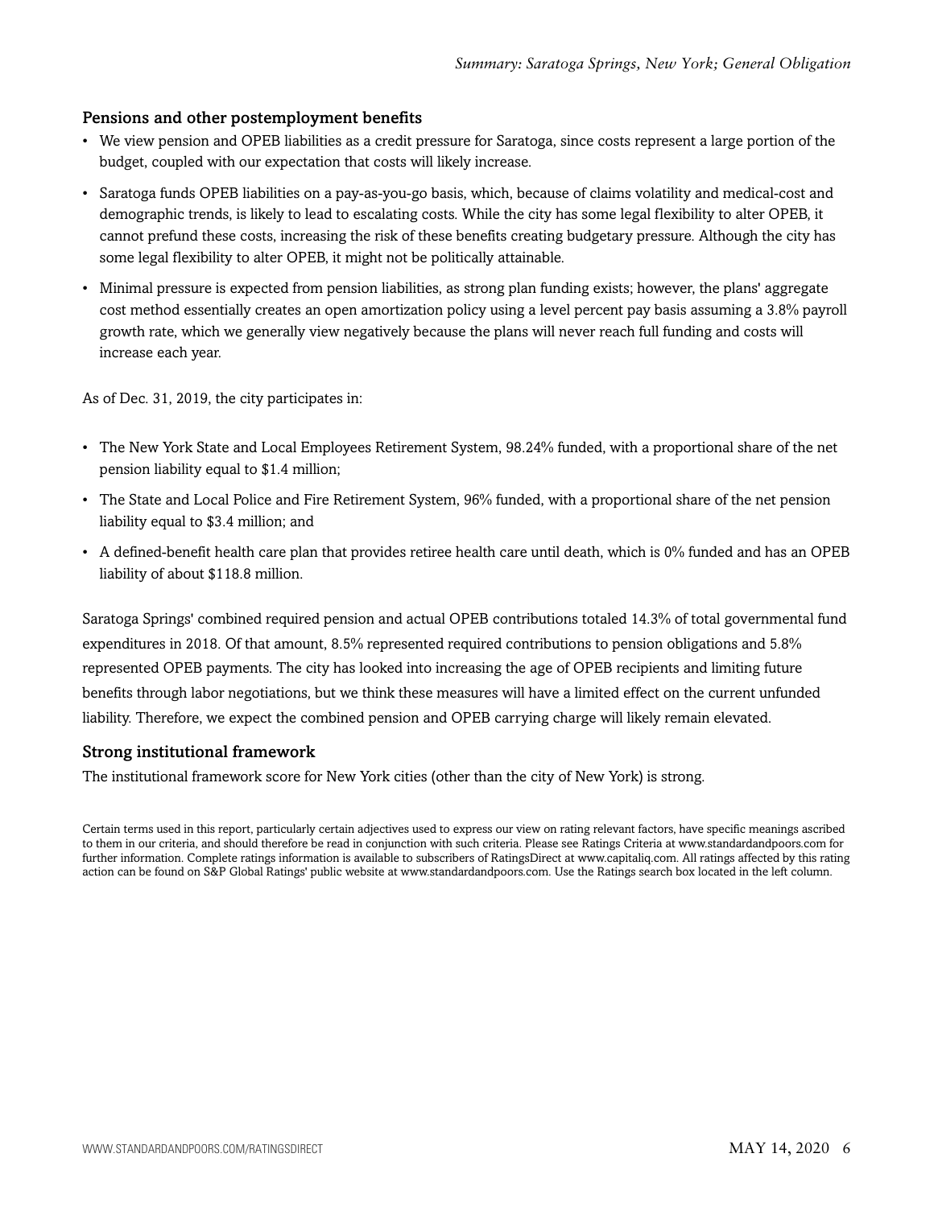### Pensions and other postemployment benefits

- We view pension and OPEB liabilities as a credit pressure for Saratoga, since costs represent a large portion of the budget, coupled with our expectation that costs will likely increase.
- Saratoga funds OPEB liabilities on a pay-as-you-go basis, which, because of claims volatility and medical-cost and demographic trends, is likely to lead to escalating costs. While the city has some legal flexibility to alter OPEB, it cannot prefund these costs, increasing the risk of these benefits creating budgetary pressure. Although the city has some legal flexibility to alter OPEB, it might not be politically attainable.
- Minimal pressure is expected from pension liabilities, as strong plan funding exists; however, the plans' aggregate cost method essentially creates an open amortization policy using a level percent pay basis assuming a 3.8% payroll growth rate, which we generally view negatively because the plans will never reach full funding and costs will increase each year.

As of Dec. 31, 2019, the city participates in:

- The New York State and Local Employees Retirement System, 98.24% funded, with a proportional share of the net pension liability equal to $1.4 million;
- The State and Local Police and Fire Retirement System, 96% funded, with a proportional share of the net pension liability equal to $3.4 million; and
- A defined-benefit health care plan that provides retiree health care until death, which is 0% funded and has an OPEB liability of about $118.8 million.

Saratoga Springs' combined required pension and actual OPEB contributions totaled 14.3% of total governmental fund expenditures in 2018. Of that amount, 8.5% represented required contributions to pension obligations and 5.8% represented OPEB payments. The city has looked into increasing the age of OPEB recipients and limiting future benefits through labor negotiations, but we think these measures will have a limited effect on the current unfunded liability. Therefore, we expect the combined pension and OPEB carrying charge will likely remain elevated.

### Strong institutional framework

The institutional framework score for New York cities (other than the city of New York) is strong.

Certain terms used in this report, particularly certain adjectives used to express our view on rating relevant factors, have specific meanings ascribed to them in our criteria, and should therefore be read in conjunction with such criteria. Please see Ratings Criteria at www.standardandpoors.com for further information. Complete ratings information is available to subscribers of RatingsDirect at www.capitaliq.com. All ratings affected by this rating action can be found on S&P Global Ratings' public website at www.standardandpoors.com. Use the Ratings search box located in the left column.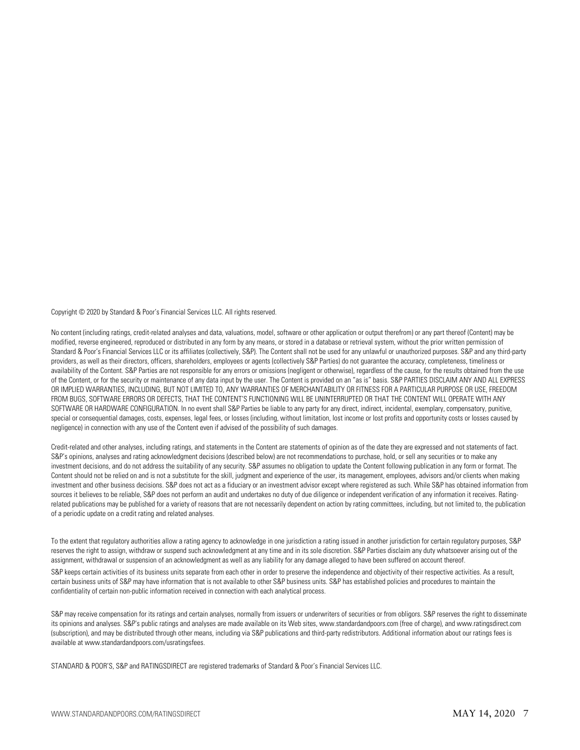Copyright © 2020 by Standard & Poor's Financial Services LLC. All rights reserved.

No content (including ratings, credit-related analyses and data, valuations, model, software or other application or output therefrom) or any part thereof (Content) may be modified, reverse engineered, reproduced or distributed in any form by any means, or stored in a database or retrieval system, without the prior written permission of Standard & Poor's Financial Services LLC or its affiliates (collectively, S&P). The Content shall not be used for any unlawful or unauthorized purposes. S&P and any third-party providers, as well as their directors, officers, shareholders, employees or agents (collectively S&P Parties) do not guarantee the accuracy, completeness, timeliness or availability of the Content. S&P Parties are not responsible for any errors or omissions (negligent or otherwise), regardless of the cause, for the results obtained from the use of the Content, or for the security or maintenance of any data input by the user. The Content is provided on an "as is" basis. S&P PARTIES DISCLAIM ANY AND ALL EXPRESS OR IMPLIED WARRANTIES, INCLUDING, BUT NOT LIMITED TO, ANY WARRANTIES OF MERCHANTABILITY OR FITNESS FOR A PARTICULAR PURPOSE OR USE, FREEDOM FROM BUGS, SOFTWARE ERRORS OR DEFECTS, THAT THE CONTENT'S FUNCTIONING WILL BE UNINTERRUPTED OR THAT THE CONTENT WILL OPERATE WITH ANY SOFTWARE OR HARDWARE CONFIGURATION. In no event shall S&P Parties be liable to any party for any direct, indirect, incidental, exemplary, compensatory, punitive, special or consequential damages, costs, expenses, legal fees, or losses (including, without limitation, lost income or lost profits and opportunity costs or losses caused by negligence) in connection with any use of the Content even if advised of the possibility of such damages.

Credit-related and other analyses, including ratings, and statements in the Content are statements of opinion as of the date they are expressed and not statements of fact. S&P's opinions, analyses and rating acknowledgment decisions (described below) are not recommendations to purchase, hold, or sell any securities or to make any investment decisions, and do not address the suitability of any security. S&P assumes no obligation to update the Content following publication in any form or format. The Content should not be relied on and is not a substitute for the skill, judgment and experience of the user, its management, employees, advisors and/or clients when making investment and other business decisions. S&P does not act as a fiduciary or an investment advisor except where registered as such. While S&P has obtained information from sources it believes to be reliable, S&P does not perform an audit and undertakes no duty of due diligence or independent verification of any information it receives. Rating-related publications may be published for a variety of reasons that are not necessarily dependent on action by rating committees, including, but not limited to, the publication of a periodic update on a credit rating and related analyses.

To the extent that regulatory authorities allow a rating agency to acknowledge in one jurisdiction a rating issued in another jurisdiction for certain regulatory purposes, S&P reserves the right to assign, withdraw or suspend such acknowledgment at any time and in its sole discretion. S&P Parties disclaim any duty whatsoever arising out of the assignment, withdrawal or suspension of an acknowledgment as well as any liability for any damage alleged to have been suffered on account thereof.

S&P keeps certain activities of its business units separate from each other in order to preserve the independence and objectivity of their respective activities. As a result, certain business units of S&P may have information that is not available to other S&P business units. S&P has established policies and procedures to maintain the confidentiality of certain non-public information received in connection with each analytical process.

S&P may receive compensation for its ratings and certain analyses, normally from issuers or underwriters of securities or from obligors. S&P reserves the right to disseminate its opinions and analyses. S&P's public ratings and analyses are made available on its Web sites, www.standardandpoors.com (free of charge), and www.ratingsdirect.com (subscription), and may be distributed through other means, including via S&P publications and third-party redistributors. Additional information about our ratings fees is available at www.standardandpoors.com/usratingsfees.

STANDARD & POOR'S, S&P and RATINGSDIRECT are registered trademarks of Standard & Poor's Financial Services LLC.